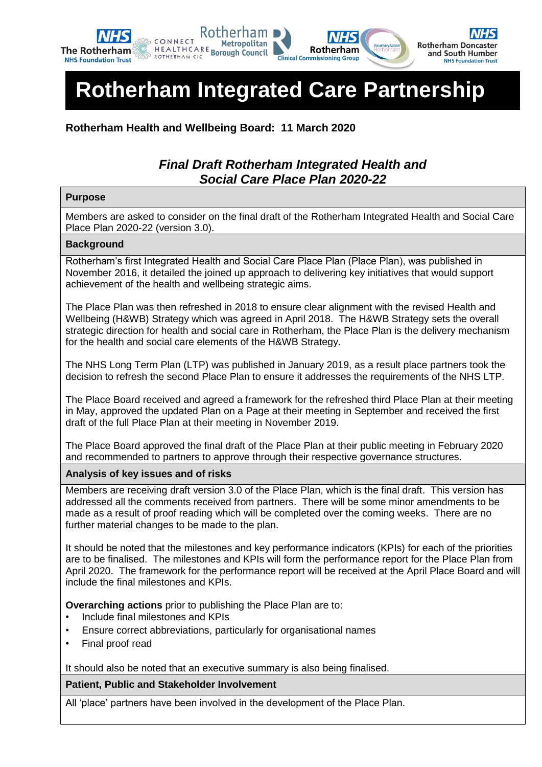# Rotherham Integrated Care Partnership

**Rotherham Health and Wellbeing Board: 11 March 2020**

## *Final Draft Rotherham Integrated Health and Social Care Place Plan 2020-22*

### Purpose

Members are asked to consider on the final draft of the Rotherham Integrated Health and Social Care Place Plan 2020-22 (version 3.0).

### Background

Rotherham's first Integrated Health and Social Care Place Plan (Place Plan), was published in November 2016, it detailed the joined up approach to delivering key initiatives that would support achievement of the health and wellbeing strategic aims.

The Place Plan was then refreshed in 2018 to ensure clear alignment with the revised Health and Wellbeing (H&WB) Strategy which was agreed in April 2018. The H&WB Strategy sets the overall strategic direction for health and social care in Rotherham, the Place Plan is the delivery mechanism for the health and social care elements of the H&WB Strategy.

The NHS Long Term Plan (LTP) was published in January 2019, as a result place partners took the decision to refresh the second Place Plan to ensure it addresses the requirements of the NHS LTP.

The Place Board received and agreed a framework for the refreshed third Place Plan at their meeting in May, approved the updated Plan on a Page at their meeting in September and received the first draft of the full Place Plan at their meeting in November 2019.

The Place Board approved the final draft of the Place Plan at their public meeting in February 2020 and recommended to partners to approve through their respective governance structures.

### Analysis of key issues and of risks

Members are receiving draft version 3.0 of the Place Plan, which is the final draft. This version has addressed all the comments received from partners. There will be some minor amendments to be made as a result of proof reading which will be completed over the coming weeks. There are no further material changes to be made to the plan.

It should be noted that the milestones and key performance indicators (KPIs) for each of the priorities are to be finalised. The milestones and KPIs will form the performance report for the Place Plan from April 2020. The framework for the performance report will be received at the April Place Board and will include the final milestones and KPIs.

**Overarching actions** prior to publishing the Place Plan are to:

- Include final milestones and KPIs
- Ensure correct abbreviations, particularly for organisational names
- Final proof read

It should also be noted that an executive summary is also being finalised.

### Patient, Public and Stakeholder Involvement

All 'place' partners have been involved in the development of the Place Plan.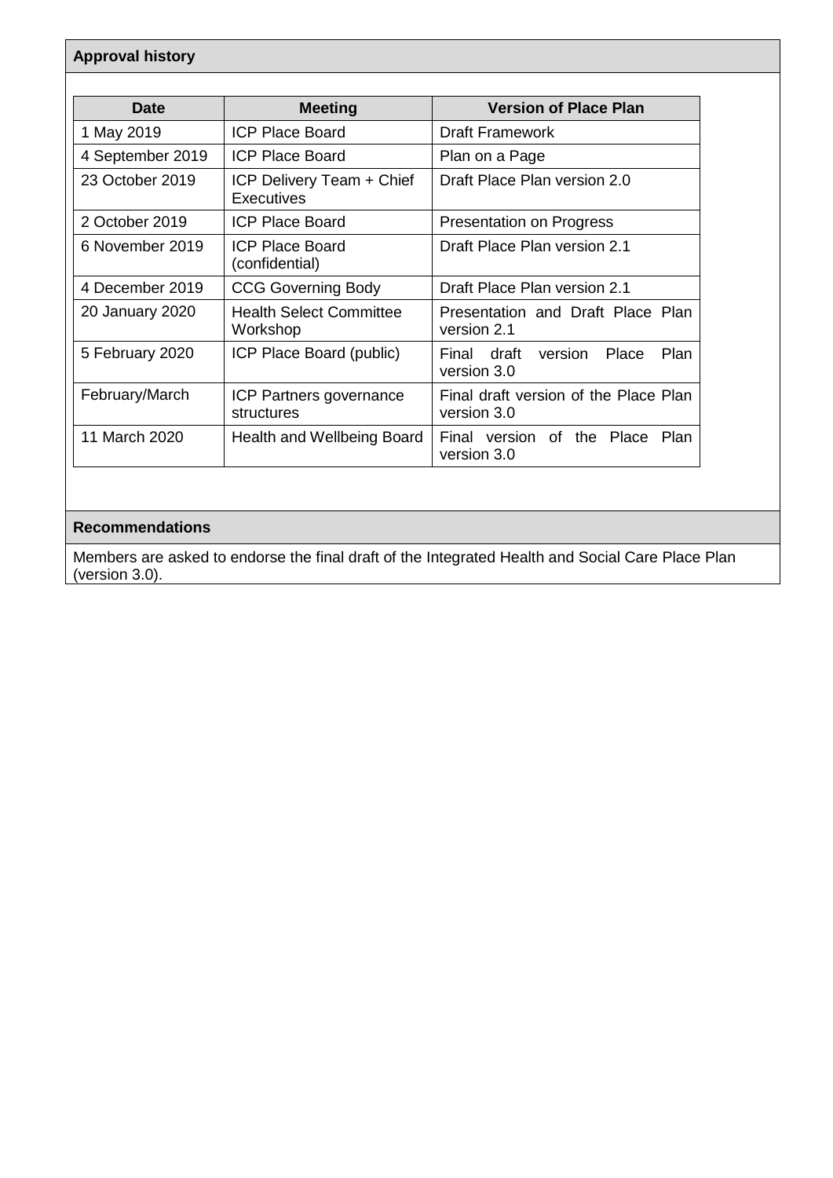## Approval history

| Date | Meeting | Version of Place Plan |
|---|---|---|
| 1 May 2019 | ICP Place Board | Draft Framework |
| 4 September 2019 | ICP Place Board | Plan on a Page |
| 23 October 2019 | ICP Delivery Team + Chief Executives | Draft Place Plan version 2.0 |
| 2 October 2019 | ICP Place Board | Presentation on Progress |
| 6 November 2019 | ICP Place Board (confidential) | Draft Place Plan version 2.1 |
| 4 December 2019 | CCG Governing Body | Draft Place Plan version 2.1 |
| 20 January 2020 | Health Select Committee Workshop | Presentation and Draft Place Plan version 2.1 |
| 5 February 2020 | ICP Place Board (public) | Final draft version Place Plan version 3.0 |
| February/March | ICP Partners governance structures | Final draft version of the Place Plan version 3.0 |
| 11 March 2020 | Health and Wellbeing Board | Final version of the Place Plan version 3.0 |

## Recommendations

Members are asked to endorse the final draft of the Integrated Health and Social Care Place Plan (version 3.0).